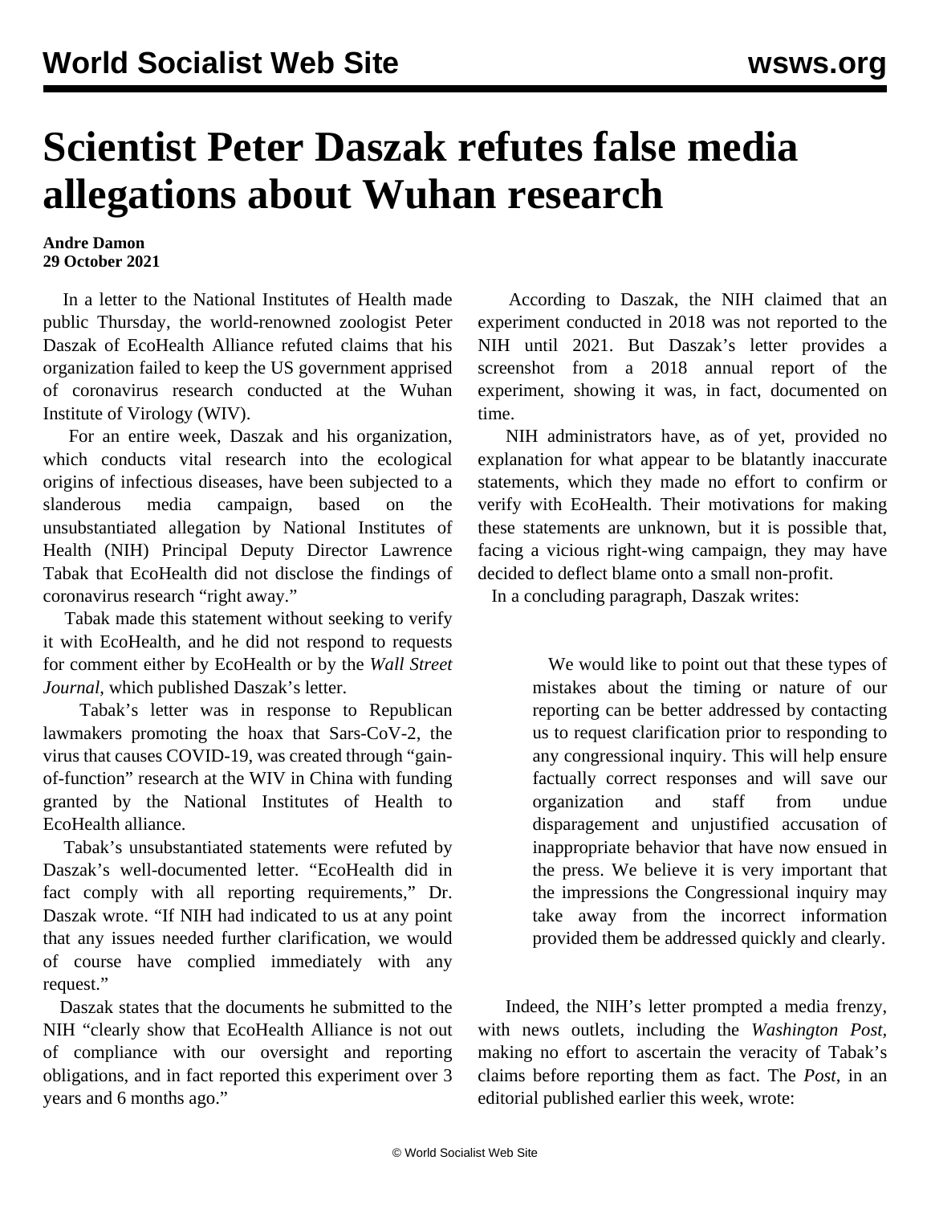# Scientist Peter Daszak refutes false media allegations about Wuhan research

**Andre Damon**
**29 October 2021**

In a letter to the National Institutes of Health made public Thursday, the world-renowned zoologist Peter Daszak of EcoHealth Alliance refuted claims that his organization failed to keep the US government apprised of coronavirus research conducted at the Wuhan Institute of Virology (WIV).

For an entire week, Daszak and his organization, which conducts vital research into the ecological origins of infectious diseases, have been subjected to a slanderous media campaign, based on the unsubstantiated allegation by National Institutes of Health (NIH) Principal Deputy Director Lawrence Tabak that EcoHealth did not disclose the findings of coronavirus research "right away."

Tabak made this statement without seeking to verify it with EcoHealth, and he did not respond to requests for comment either by EcoHealth or by the *Wall Street Journal*, which published Daszak's letter.

Tabak's letter was in response to Republican lawmakers promoting the hoax that Sars-CoV-2, the virus that causes COVID-19, was created through "gain-of-function" research at the WIV in China with funding granted by the National Institutes of Health to EcoHealth alliance.

Tabak's unsubstantiated statements were refuted by Daszak's well-documented letter. "EcoHealth did in fact comply with all reporting requirements," Dr. Daszak wrote. "If NIH had indicated to us at any point that any issues needed further clarification, we would of course have complied immediately with any request."

Daszak states that the documents he submitted to the NIH "clearly show that EcoHealth Alliance is not out of compliance with our oversight and reporting obligations, and in fact reported this experiment over 3 years and 6 months ago."

According to Daszak, the NIH claimed that an experiment conducted in 2018 was not reported to the NIH until 2021. But Daszak's letter provides a screenshot from a 2018 annual report of the experiment, showing it was, in fact, documented on time.

NIH administrators have, as of yet, provided no explanation for what appear to be blatantly inaccurate statements, which they made no effort to confirm or verify with EcoHealth. Their motivations for making these statements are unknown, but it is possible that, facing a vicious right-wing campaign, they may have decided to deflect blame onto a small non-profit.

In a concluding paragraph, Daszak writes:

> We would like to point out that these types of mistakes about the timing or nature of our reporting can be better addressed by contacting us to request clarification prior to responding to any congressional inquiry. This will help ensure factually correct responses and will save our organization and staff from undue disparagement and unjustified accusation of inappropriate behavior that have now ensued in the press. We believe it is very important that the impressions the Congressional inquiry may take away from the incorrect information provided them be addressed quickly and clearly.

Indeed, the NIH's letter prompted a media frenzy, with news outlets, including the *Washington Post*, making no effort to ascertain the veracity of Tabak's claims before reporting them as fact. The *Post*, in an editorial published earlier this week, wrote: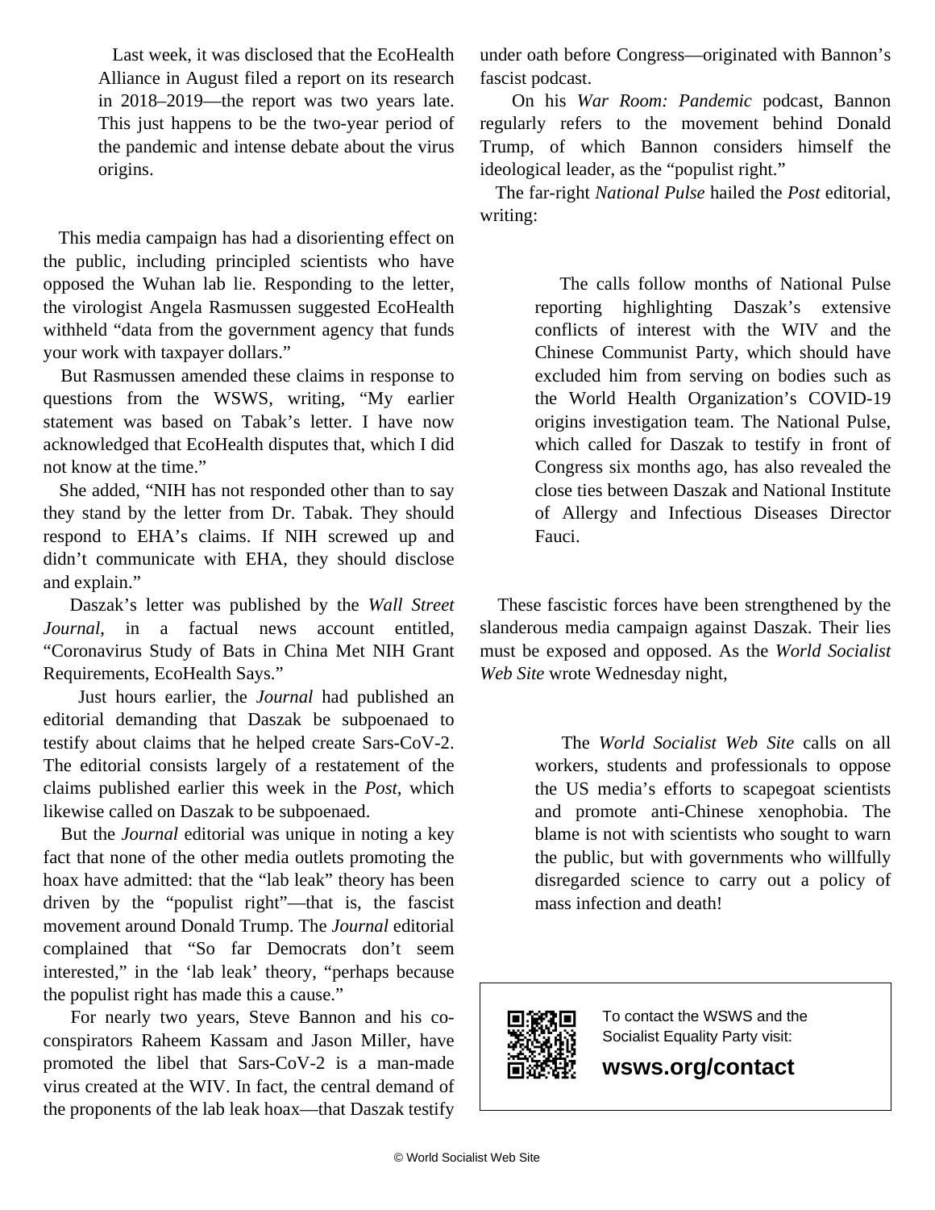> Last week, it was disclosed that the EcoHealth Alliance in August filed a report on its research in 2018–2019—the report was two years late. This just happens to be the two-year period of the pandemic and intense debate about the virus origins.

This media campaign has had a disorienting effect on the public, including principled scientists who have opposed the Wuhan lab lie. Responding to the letter, the virologist Angela Rasmussen suggested EcoHealth withheld "data from the government agency that funds your work with taxpayer dollars."

But Rasmussen amended these claims in response to questions from the WSWS, writing, "My earlier statement was based on Tabak's letter. I have now acknowledged that EcoHealth disputes that, which I did not know at the time."

She added, "NIH has not responded other than to say they stand by the letter from Dr. Tabak. They should respond to EHA's claims. If NIH screwed up and didn't communicate with EHA, they should disclose and explain."

Daszak's letter was published by the *Wall Street Journal*, in a factual news account entitled, "Coronavirus Study of Bats in China Met NIH Grant Requirements, EcoHealth Says."

Just hours earlier, the *Journal* had published an editorial demanding that Daszak be subpoenaed to testify about claims that he helped create Sars-CoV-2. The editorial consists largely of a restatement of the claims published earlier this week in the *Post*, which likewise called on Daszak to be subpoenaed.

But the *Journal* editorial was unique in noting a key fact that none of the other media outlets promoting the hoax have admitted: that the "lab leak" theory has been driven by the "populist right"—that is, the fascist movement around Donald Trump. The *Journal* editorial complained that "So far Democrats don't seem interested," in the 'lab leak' theory, "perhaps because the populist right has made this a cause."

For nearly two years, Steve Bannon and his co-conspirators Raheem Kassam and Jason Miller, have promoted the libel that Sars-CoV-2 is a man-made virus created at the WIV. In fact, the central demand of the proponents of the lab leak hoax—that Daszak testify under oath before Congress—originated with Bannon's fascist podcast.

On his *War Room: Pandemic* podcast, Bannon regularly refers to the movement behind Donald Trump, of which Bannon considers himself the ideological leader, as the "populist right."

The far-right *National Pulse* hailed the *Post* editorial, writing:

> The calls follow months of National Pulse reporting highlighting Daszak's extensive conflicts of interest with the WIV and the Chinese Communist Party, which should have excluded him from serving on bodies such as the World Health Organization's COVID-19 origins investigation team. The National Pulse, which called for Daszak to testify in front of Congress six months ago, has also revealed the close ties between Daszak and National Institute of Allergy and Infectious Diseases Director Fauci.

These fascistic forces have been strengthened by the slanderous media campaign against Daszak. Their lies must be exposed and opposed. As the *World Socialist Web Site* wrote Wednesday night,

> The *World Socialist Web Site* calls on all workers, students and professionals to oppose the US media's efforts to scapegoat scientists and promote anti-Chinese xenophobia. The blame is not with scientists who sought to warn the public, but with governments who willfully disregarded science to carry out a policy of mass infection and death!

To contact the WSWS and the Socialist Equality Party visit:

**wsws.org/contact**